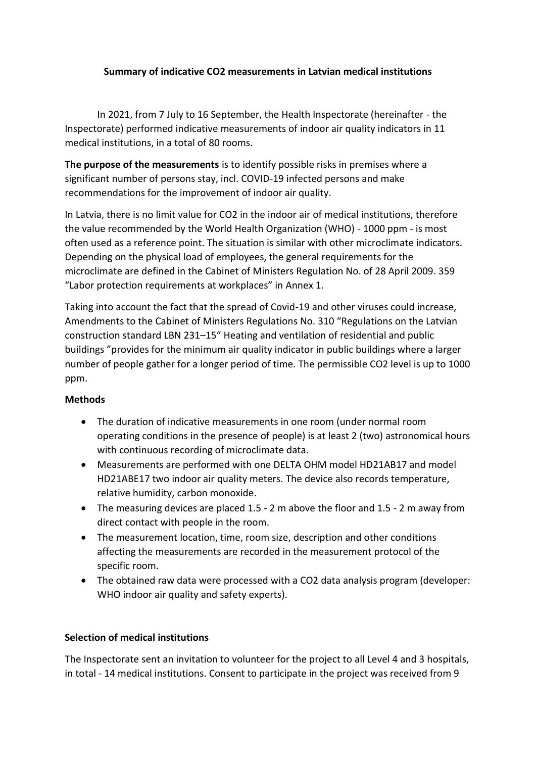**Summary of indicative CO2 measurements in Latvian medical institutions**

In 2021, from 7 July to 16 September, the Health Inspectorate (hereinafter - the Inspectorate) performed indicative measurements of indoor air quality indicators in 11 medical institutions, in a total of 80 rooms.

**The purpose of the measurements** is to identify possible risks in premises where a significant number of persons stay, incl. COVID-19 infected persons and make recommendations for the improvement of indoor air quality.

In Latvia, there is no limit value for CO2 in the indoor air of medical institutions, therefore the value recommended by the World Health Organization (WHO) - 1000 ppm - is most often used as a reference point. The situation is similar with other microclimate indicators. Depending on the physical load of employees, the general requirements for the microclimate are defined in the Cabinet of Ministers Regulation No. of 28 April 2009. 359 "Labor protection requirements at workplaces" in Annex 1.

Taking into account the fact that the spread of Covid-19 and other viruses could increase, Amendments to the Cabinet of Ministers Regulations No. 310 "Regulations on the Latvian construction standard LBN 231–15" Heating and ventilation of residential and public buildings "provides for the minimum air quality indicator in public buildings where a larger number of people gather for a longer period of time. The permissible CO2 level is up to 1000 ppm.

**Methods**

- The duration of indicative measurements in one room (under normal room operating conditions in the presence of people) is at least 2 (two) astronomical hours with continuous recording of microclimate data.
- Measurements are performed with one DELTA OHM model HD21AB17 and model HD21ABE17 two indoor air quality meters. The device also records temperature, relative humidity, carbon monoxide.
- The measuring devices are placed 1.5 - 2 m above the floor and 1.5 - 2 m away from direct contact with people in the room.
- The measurement location, time, room size, description and other conditions affecting the measurements are recorded in the measurement protocol of the specific room.
- The obtained raw data were processed with a CO2 data analysis program (developer: WHO indoor air quality and safety experts).

**Selection of medical institutions**

The Inspectorate sent an invitation to volunteer for the project to all Level 4 and 3 hospitals, in total - 14 medical institutions. Consent to participate in the project was received from 9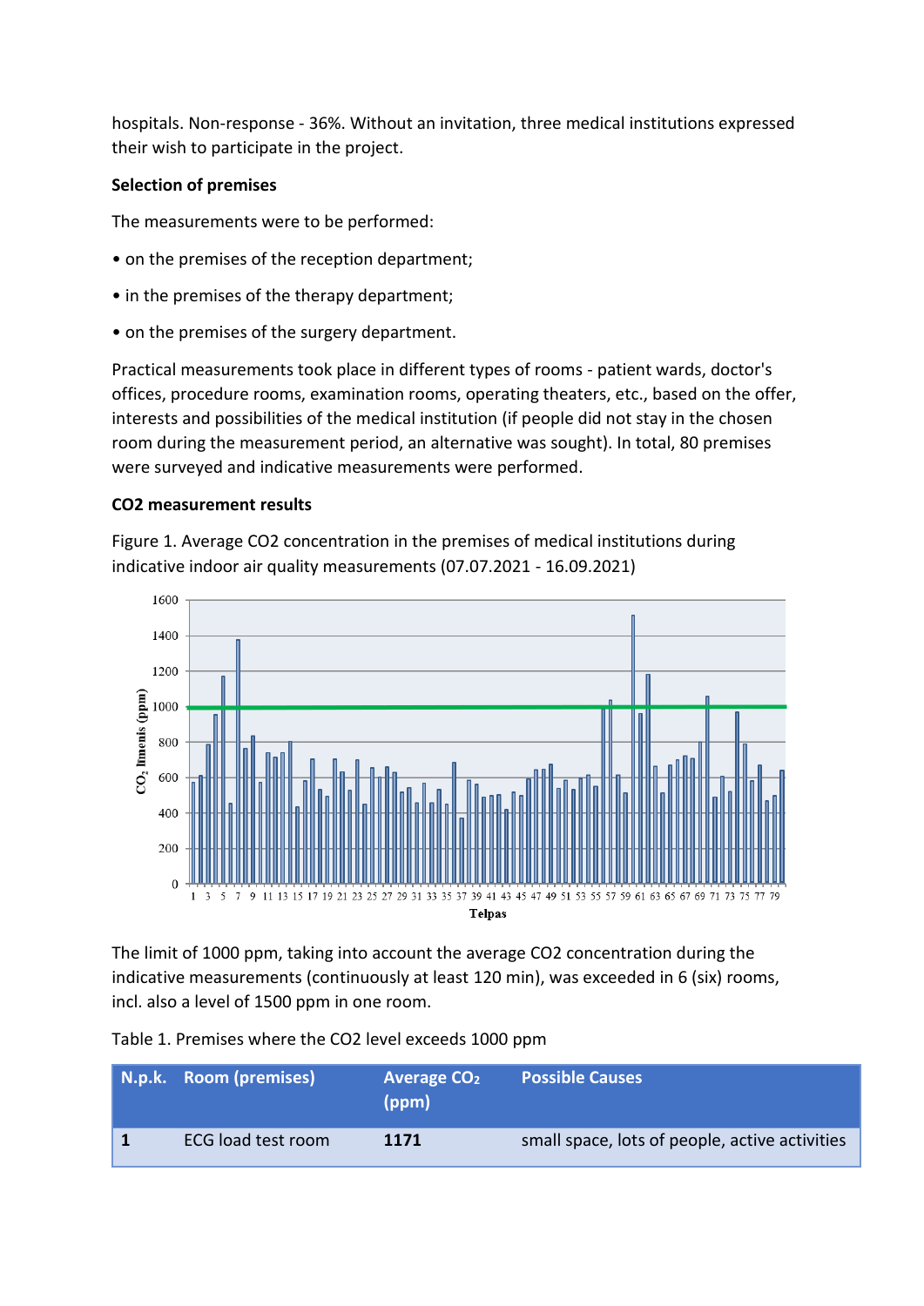hospitals. Non-response - 36%. Without an invitation, three medical institutions expressed their wish to participate in the project.

**Selection of premises**

The measurements were to be performed:

• on the premises of the reception department;

• in the premises of the therapy department;

• on the premises of the surgery department.

Practical measurements took place in different types of rooms - patient wards, doctor's offices, procedure rooms, examination rooms, operating theaters, etc., based on the offer, interests and possibilities of the medical institution (if people did not stay in the chosen room during the measurement period, an alternative was sought). In total, 80 premises were surveyed and indicative measurements were performed.

**CO2 measurement results**

Figure 1. Average CO2 concentration in the premises of medical institutions during indicative indoor air quality measurements (07.07.2021 - 16.09.2021)

The limit of 1000 ppm, taking into account the average CO2 concentration during the indicative measurements (continuously at least 120 min), was exceeded in 6 (six) rooms, incl. also a level of 1500 ppm in one room.

Table 1. Premises where the CO2 level exceeds 1000 ppm

| N.p.k. | Room (premises) | Average $CO_2$ (ppm) | Possible Causes |
|---|---|---|---|
| **1** | ECG load test room | **1171** | small space, lots of people, active activities |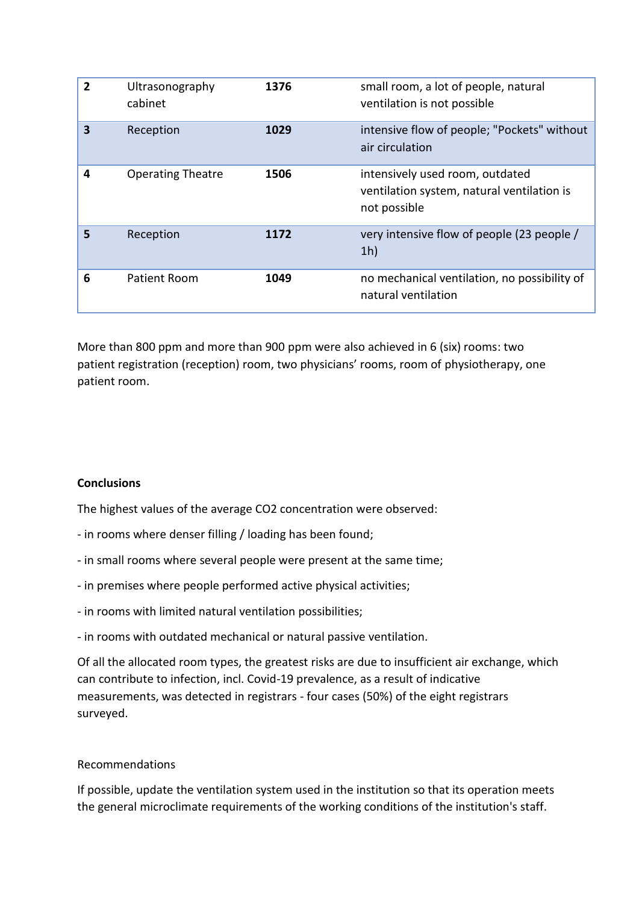| 2 | Ultrasonography cabinet | **1376** | small room, a lot of people, natural ventilation is not possible |
|---|---|---|---|
| **3** | Reception | **1029** | intensive flow of people; "Pockets" without air circulation |
| **4** | Operating Theatre | **1506** | intensively used room, outdated ventilation system, natural ventilation is not possible |
| **5** | Reception | **1172** | very intensive flow of people (23 people / 1h) |
| **6** | Patient Room | **1049** | no mechanical ventilation, no possibility of natural ventilation |

More than 800 ppm and more than 900 ppm were also achieved in 6 (six) rooms: two patient registration (reception) room, two physicians' rooms, room of physiotherapy, one patient room.

**Conclusions**

The highest values of the average $CO_2$ concentration were observed:

- in rooms where denser filling / loading has been found;

- in small rooms where several people were present at the same time;

- in premises where people performed active physical activities;

- in rooms with limited natural ventilation possibilities;

- in rooms with outdated mechanical or natural passive ventilation.

Of all the allocated room types, the greatest risks are due to insufficient air exchange, which can contribute to infection, incl. Covid-19 prevalence, as a result of indicative measurements, was detected in registrars - four cases (50%) of the eight registrars surveyed.

Recommendations

If possible, update the ventilation system used in the institution so that its operation meets the general microclimate requirements of the working conditions of the institution's staff.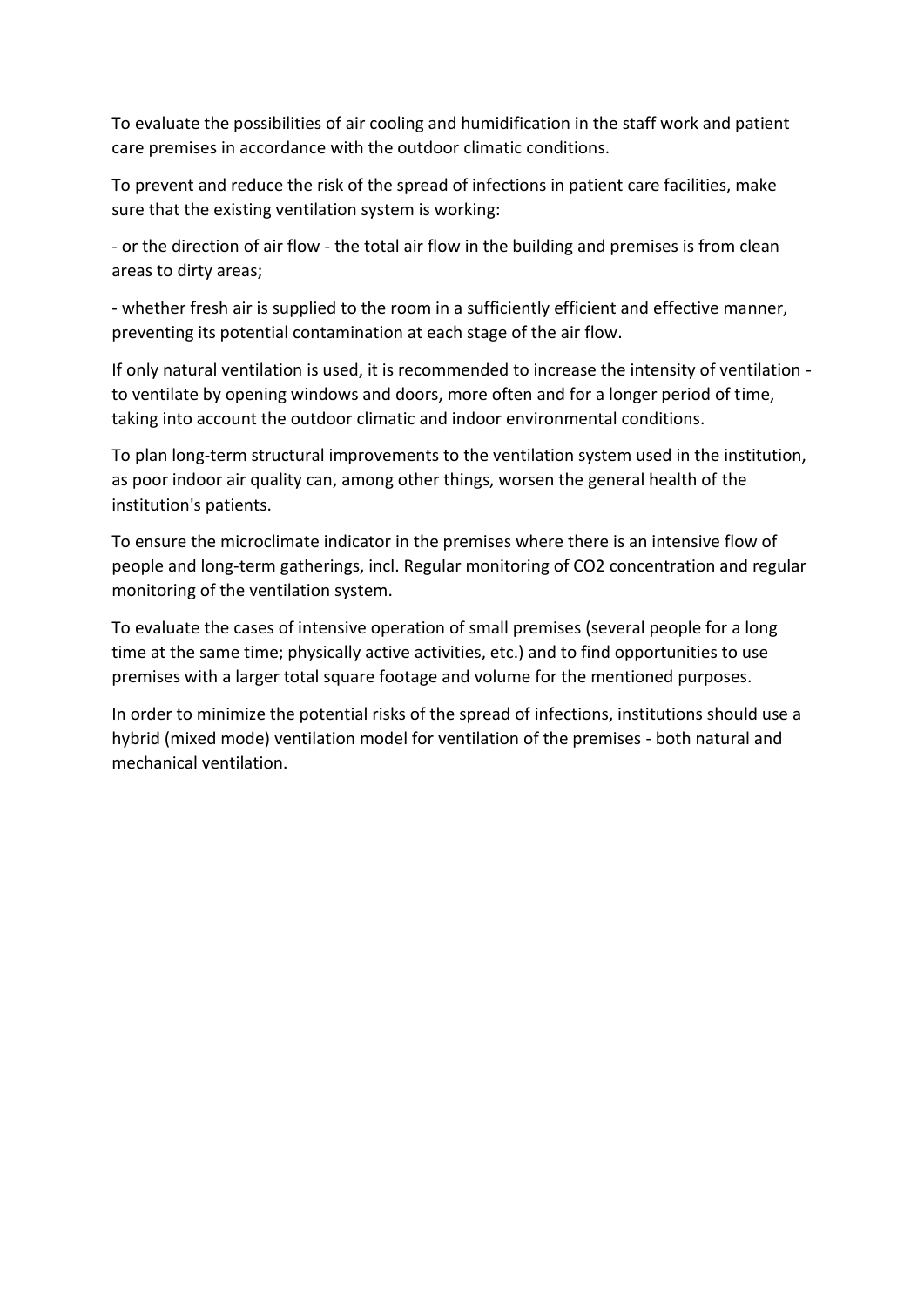To evaluate the possibilities of air cooling and humidification in the staff work and patient care premises in accordance with the outdoor climatic conditions.

To prevent and reduce the risk of the spread of infections in patient care facilities, make sure that the existing ventilation system is working:

- or the direction of air flow - the total air flow in the building and premises is from clean areas to dirty areas;

- whether fresh air is supplied to the room in a sufficiently efficient and effective manner, preventing its potential contamination at each stage of the air flow.

If only natural ventilation is used, it is recommended to increase the intensity of ventilation - to ventilate by opening windows and doors, more often and for a longer period of time, taking into account the outdoor climatic and indoor environmental conditions.

To plan long-term structural improvements to the ventilation system used in the institution, as poor indoor air quality can, among other things, worsen the general health of the institution's patients.

To ensure the microclimate indicator in the premises where there is an intensive flow of people and long-term gatherings, incl. Regular monitoring of $CO_2$ concentration and regular monitoring of the ventilation system.

To evaluate the cases of intensive operation of small premises (several people for a long time at the same time; physically active activities, etc.) and to find opportunities to use premises with a larger total square footage and volume for the mentioned purposes.

In order to minimize the potential risks of the spread of infections, institutions should use a hybrid (mixed mode) ventilation model for ventilation of the premises - both natural and mechanical ventilation.